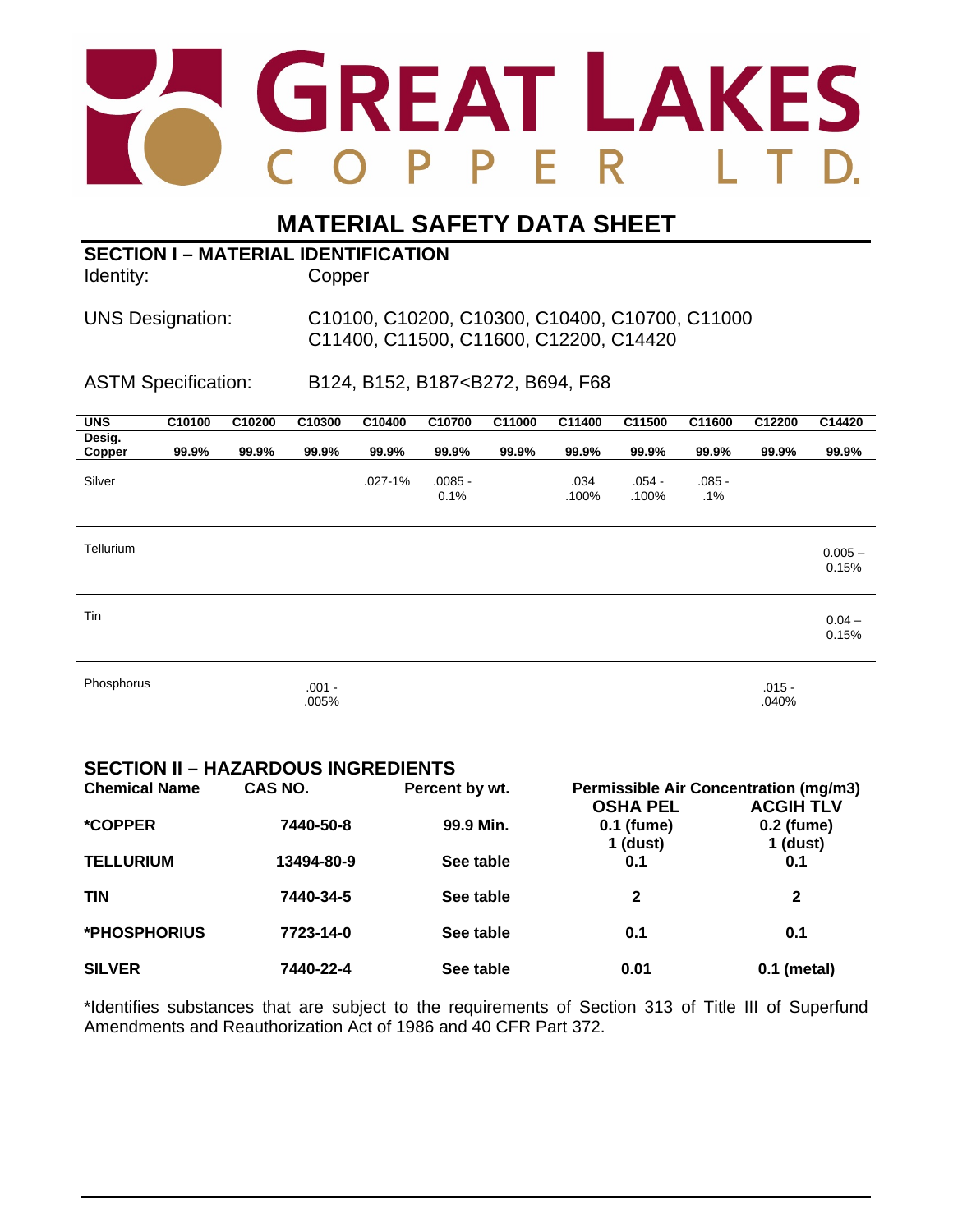# GREAT LAKES COPPER LTD.

# MATERIAL SAFETY DATA SHEET

## SECTION I – MATERIAL IDENTIFICATION

Identity: Copper

UNS Designation: C10100, C10200, C10300, C10400, C10700, C11000 C11400, C11500, C11600, C12200, C14420

ASTM Specification: B124, B152, B187<B272, B694, F68

| UNS Desig. | C10100 | C10200 | C10300 | C10400 | C10700 | C11000 | C11400 | C11500 | C11600 | C12200 | C14420 |
|---|---|---|---|---|---|---|---|---|---|---|---|
| Copper | 99.9% | 99.9% | 99.9% | 99.9% | 99.9% | 99.9% | 99.9% | 99.9% | 99.9% | 99.9% | 99.9% |
| Silver | | | | .027-1% | .0085 - 0.1% | | .034 .100% | .054 - .100% | .085 - .1% | | |
| Tellurium | | | | | | | | | | | 0.005 – 0.15% |
| Tin | | | | | | | | | | | 0.04 – 0.15% |
| Phosphorus | | | .001 - .005% | | | | | | | .015 - .040% | |

## SECTION II – HAZARDOUS INGREDIENTS

| Chemical Name | CAS NO. | Percent by wt. | Permissible Air Concentration (mg/m3) OSHA PEL | ACGIH TLV |
|---|---|---|---|---|
| *COPPER | 7440-50-8 | 99.9 Min. | 0.1 (fume) 1 (dust) | 0.2 (fume) 1 (dust) |
| TELLURIUM | 13494-80-9 | See table | 0.1 | 0.1 |
| TIN | 7440-34-5 | See table | 2 | 2 |
| *PHOSPHORIUS | 7723-14-0 | See table | 0.1 | 0.1 |
| SILVER | 7440-22-4 | See table | 0.01 | 0.1 (metal) |

*Identifies substances that are subject to the requirements of Section 313 of Title III of Superfund Amendments and Reauthorization Act of 1986 and 40 CFR Part 372.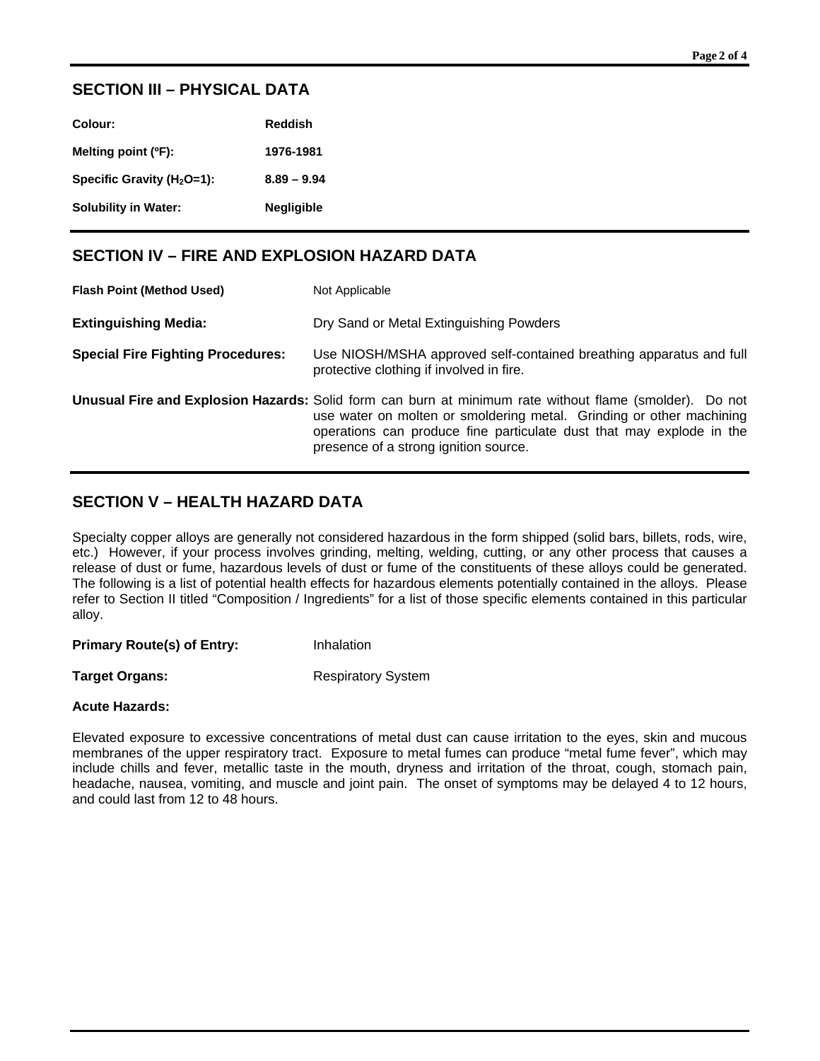## SECTION III – PHYSICAL DATA

| | |
|---|---|
| **Colour:** | **Reddish** |
| **Melting point (ºF):** | **1976-1981** |
| **Specific Gravity ($H_2O$=1):** | **8.89 – 9.94** |
| **Solubility in Water:** | **Negligible** |

## SECTION IV – FIRE AND EXPLOSION HAZARD DATA

| | |
|---|---|
| **Flash Point (Method Used)** | Not Applicable |
| **Extinguishing Media:** | Dry Sand or Metal Extinguishing Powders |
| **Special Fire Fighting Procedures:** | Use NIOSH/MSHA approved self-contained breathing apparatus and full protective clothing if involved in fire. |
| **Unusual Fire and Explosion Hazards:** | Solid form can burn at minimum rate without flame (smolder). Do not use water on molten or smoldering metal. Grinding or other machining operations can produce fine particulate dust that may explode in the presence of a strong ignition source. |

## SECTION V – HEALTH HAZARD DATA

Specialty copper alloys are generally not considered hazardous in the form shipped (solid bars, billets, rods, wire, etc.) However, if your process involves grinding, melting, welding, cutting, or any other process that causes a release of dust or fume, hazardous levels of dust or fume of the constituents of these alloys could be generated. The following is a list of potential health effects for hazardous elements potentially contained in the alloys. Please refer to Section II titled "Composition / Ingredients" for a list of those specific elements contained in this particular alloy.

**Primary Route(s) of Entry:** Inhalation

**Target Organs:** Respiratory System

**Acute Hazards:**

Elevated exposure to excessive concentrations of metal dust can cause irritation to the eyes, skin and mucous membranes of the upper respiratory tract. Exposure to metal fumes can produce "metal fume fever", which may include chills and fever, metallic taste in the mouth, dryness and irritation of the throat, cough, stomach pain, headache, nausea, vomiting, and muscle and joint pain. The onset of symptoms may be delayed 4 to 12 hours, and could last from 12 to 48 hours.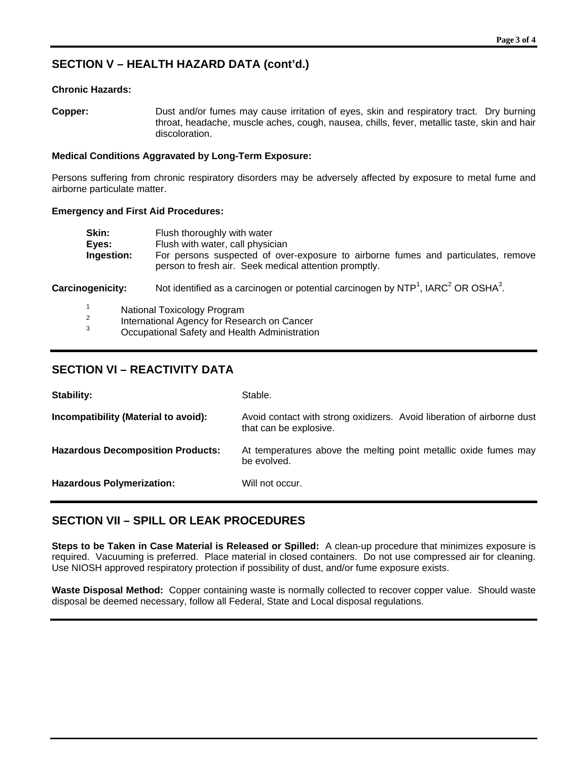## SECTION V – HEALTH HAZARD DATA (cont'd.)

**Chronic Hazards:**

**Copper:** Dust and/or fumes may cause irritation of eyes, skin and respiratory tract. Dry burning throat, headache, muscle aches, cough, nausea, chills, fever, metallic taste, skin and hair discoloration.

**Medical Conditions Aggravated by Long-Term Exposure:**

Persons suffering from chronic respiratory disorders may be adversely affected by exposure to metal fume and airborne particulate matter.

**Emergency and First Aid Procedures:**

**Skin:** Flush thoroughly with water
**Eyes:** Flush with water, call physician
**Ingestion:** For persons suspected of over-exposure to airborne fumes and particulates, remove person to fresh air. Seek medical attention promptly.

**Carcinogenicity:** Not identified as a carcinogen or potential carcinogen by NTP[1], IARC[2] OR OSHA[3].

[1] National Toxicology Program
[2] International Agency for Research on Cancer
[3] Occupational Safety and Health Administration

## SECTION VI – REACTIVITY DATA

**Stability:** Stable.

**Incompatibility (Material to avoid):** Avoid contact with strong oxidizers. Avoid liberation of airborne dust that can be explosive.

**Hazardous Decomposition Products:** At temperatures above the melting point metallic oxide fumes may be evolved.

**Hazardous Polymerization:** Will not occur.

## SECTION VII – SPILL OR LEAK PROCEDURES

**Steps to be Taken in Case Material is Released or Spilled:** A clean-up procedure that minimizes exposure is required. Vacuuming is preferred. Place material in closed containers. Do not use compressed air for cleaning. Use NIOSH approved respiratory protection if possibility of dust, and/or fume exposure exists.

**Waste Disposal Method:** Copper containing waste is normally collected to recover copper value. Should waste disposal be deemed necessary, follow all Federal, State and Local disposal regulations.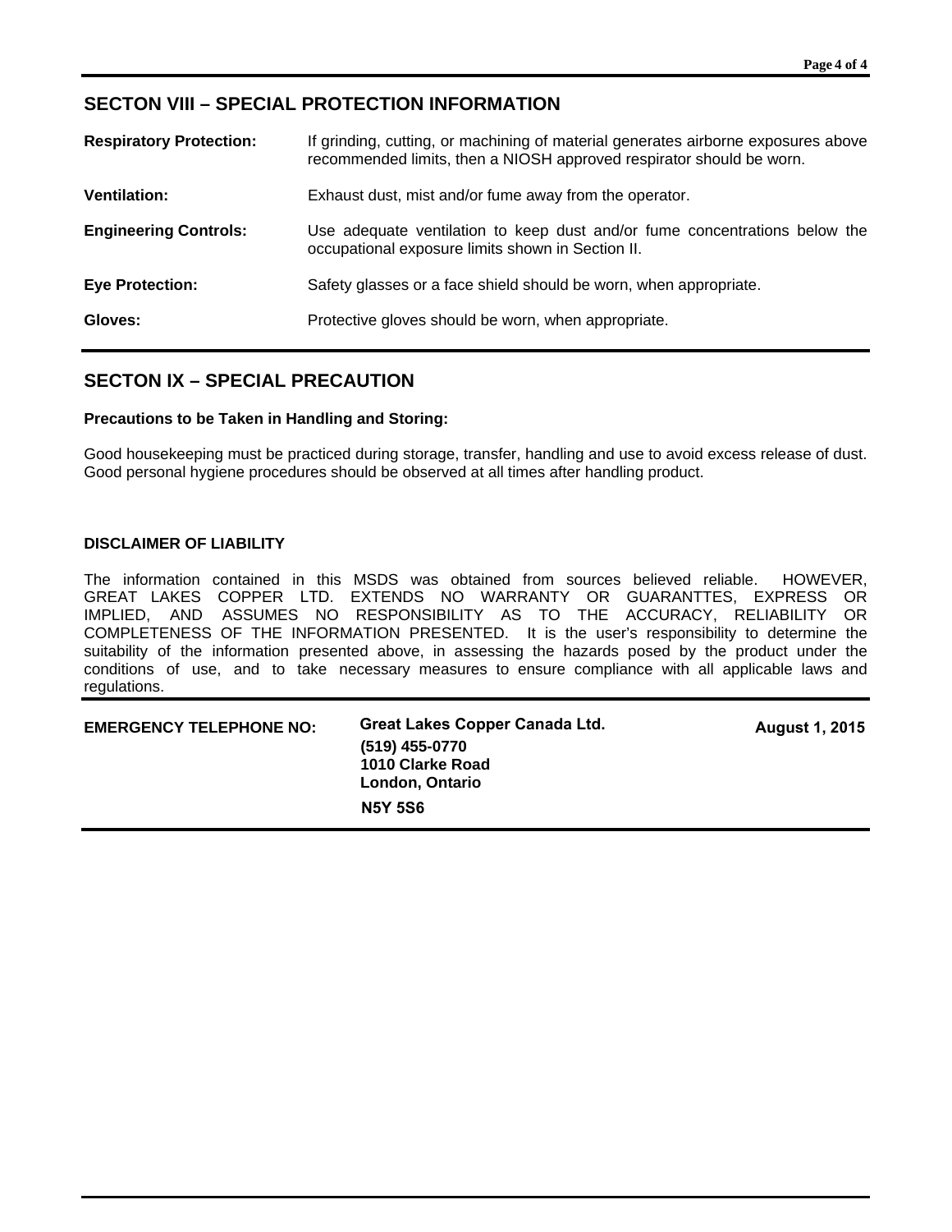## SECTON VIII – SPECIAL PROTECTION INFORMATION

| | |
|---|---|
| **Respiratory Protection:** | If grinding, cutting, or machining of material generates airborne exposures above recommended limits, then a NIOSH approved respirator should be worn. |
| **Ventilation:** | Exhaust dust, mist and/or fume away from the operator. |
| **Engineering Controls:** | Use adequate ventilation to keep dust and/or fume concentrations below the occupational exposure limits shown in Section II. |
| **Eye Protection:** | Safety glasses or a face shield should be worn, when appropriate. |
| **Gloves:** | Protective gloves should be worn, when appropriate. |

## SECTON IX – SPECIAL PRECAUTION

**Precautions to be Taken in Handling and Storing:**

Good housekeeping must be practiced during storage, transfer, handling and use to avoid excess release of dust. Good personal hygiene procedures should be observed at all times after handling product.

**DISCLAIMER OF LIABILITY**

The information contained in this MSDS was obtained from sources believed reliable. HOWEVER, GREAT LAKES COPPER LTD. EXTENDS NO WARRANTY OR GUARANTTES, EXPRESS OR IMPLIED, AND ASSUMES NO RESPONSIBILITY AS TO THE ACCURACY, RELIABILITY OR COMPLETENESS OF THE INFORMATION PRESENTED. It is the user's responsibility to determine the suitability of the information presented above, in assessing the hazards posed by the product under the conditions of use, and to take necessary measures to ensure compliance with all applicable laws and regulations.

**EMERGENCY TELEPHONE NO:**

**Great Lakes Copper Canada Ltd.**
**(519) 455-0770**
**1010 Clarke Road**
**London, Ontario**
**N5Y 5S6**

**August 1, 2015**